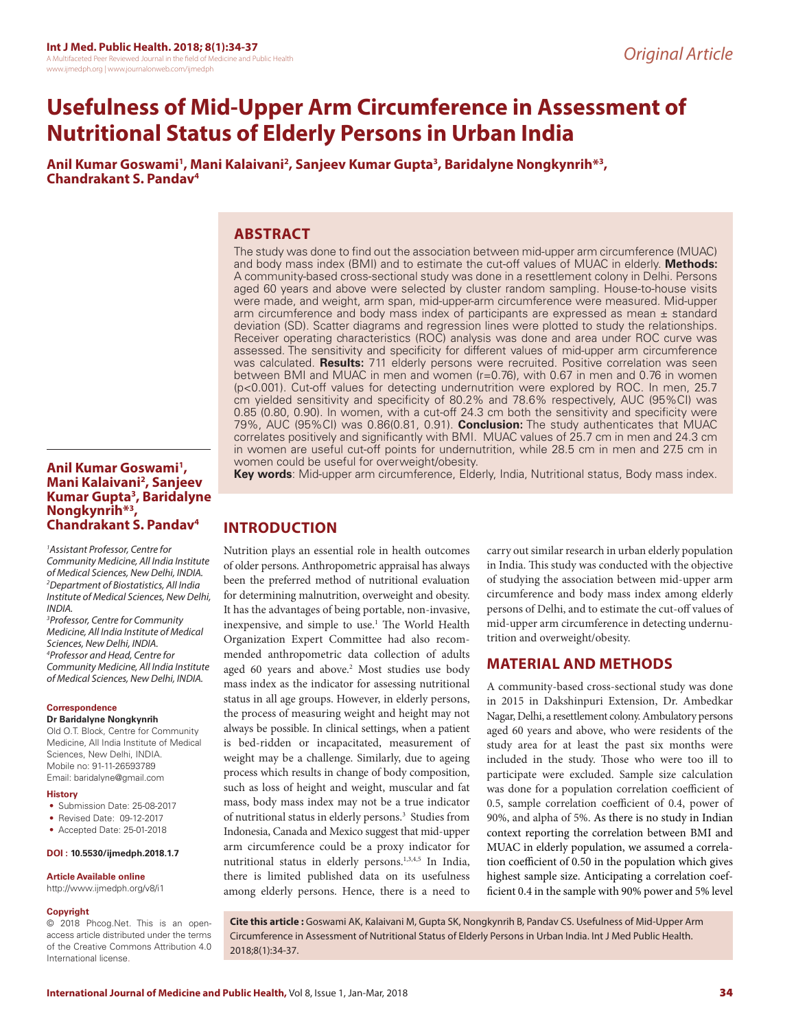# Usefulness of Mid-Upper Arm Circumference in Assessment of Nutritional Status of Elderly Persons in Urban India

**Anil Kumar Goswami[1], Mani Kalaivani[2], Sanjeev Kumar Gupta[3], Baridalyne Nongkynrih*[3], Chandrakant S. Pandav[4]**

## ABSTRACT

The study was done to find out the association between mid-upper arm circumference (MUAC) and body mass index (BMI) and to estimate the cut-off values of MUAC in elderly. **Methods:** A community-based cross-sectional study was done in a resettlement colony in Delhi. Persons aged 60 years and above were selected by cluster random sampling. House-to-house visits were made, and weight, arm span, mid-upper-arm circumference were measured. Mid-upper arm circumference and body mass index of participants are expressed as mean ± standard deviation (SD). Scatter diagrams and regression lines were plotted to study the relationships. Receiver operating characteristics (ROC) analysis was done and area under ROC curve was assessed. The sensitivity and specificity for different values of mid-upper arm circumference was calculated. **Results:** 711 elderly persons were recruited. Positive correlation was seen between BMI and MUAC in men and women (r=0.76), with 0.67 in men and 0.76 in women (p<0.001). Cut-off values for detecting undernutrition were explored by ROC. In men, 25.7 cm yielded sensitivity and specificity of 80.2% and 78.6% respectively, AUC (95%CI) was 0.85 (0.80, 0.90). In women, with a cut-off 24.3 cm both the sensitivity and specificity were 79%, AUC (95%CI) was 0.86(0.81, 0.91). **Conclusion:** The study authenticates that MUAC correlates positively and significantly with BMI. MUAC values of 25.7 cm in men and 24.3 cm in women are useful cut-off points for undernutrition, while 28.5 cm in men and 27.5 cm in women could be useful for overweight/obesity.

**Key words**: Mid-upper arm circumference, Elderly, India, Nutritional status, Body mass index.

**Anil Kumar Goswami[1], Mani Kalaivani[2], Sanjeev Kumar Gupta[3], Baridalyne Nongkynrih*[3], Chandrakant S. Pandav[4]**

*[1]Assistant Professor, Centre for Community Medicine, All India Institute of Medical Sciences, New Delhi, INDIA.*
*[2]Department of Biostatistics, All India Institute of Medical Sciences, New Delhi, INDIA.*
*[3]Professor, Centre for Community Medicine, All India Institute of Medical Sciences, New Delhi, INDIA.*
*[4]Professor and Head, Centre for Community Medicine, All India Institute of Medical Sciences, New Delhi, INDIA.*

**Correspondence**

**Dr Baridalyne Nongkynrih**

Old O.T. Block, Centre for Community Medicine, All India Institute of Medical Sciences, New Delhi, INDIA.
Mobile no: 91-11-26593789
Email: baridalyne@gmail.com

**History**

- Submission Date: 25-08-2017
- Revised Date: 09-12-2017
- Accepted Date: 25-01-2018

**DOI : 10.5530/ijmedph.2018.1.7**

**Article Available online**

http://www.ijmedph.org/v8/i1

**Copyright**

© 2018 Phcog.Net. This is an open-access article distributed under the terms of the Creative Commons Attribution 4.0 International license.

## INTRODUCTION

Nutrition plays an essential role in health outcomes of older persons. Anthropometric appraisal has always been the preferred method of nutritional evaluation for determining malnutrition, overweight and obesity. It has the advantages of being portable, non-invasive, inexpensive, and simple to use.[1] The World Health Organization Expert Committee had also recommended anthropometric data collection of adults aged 60 years and above.[2] Most studies use body mass index as the indicator for assessing nutritional status in all age groups. However, in elderly persons, the process of measuring weight and height may not always be possible. In clinical settings, when a patient is bed-ridden or incapacitated, measurement of weight may be a challenge. Similarly, due to ageing process which results in change of body composition, such as loss of height and weight, muscular and fat mass, body mass index may not be a true indicator of nutritional status in elderly persons.[3] Studies from Indonesia, Canada and Mexico suggest that mid-upper arm circumference could be a proxy indicator for nutritional status in elderly persons.[1,3,4,5] In India, there is limited published data on its usefulness among elderly persons. Hence, there is a need to carry out similar research in urban elderly population in India. This study was conducted with the objective of studying the association between mid-upper arm circumference and body mass index among elderly persons of Delhi, and to estimate the cut-off values of mid-upper arm circumference in detecting undernutrition and overweight/obesity.

## MATERIAL AND METHODS

A community-based cross-sectional study was done in 2015 in Dakshinpuri Extension, Dr. Ambedkar Nagar, Delhi, a resettlement colony. Ambulatory persons aged 60 years and above, who were residents of the study area for at least the past six months were included in the study. Those who were too ill to participate were excluded. Sample size calculation was done for a population correlation coefficient of 0.5, sample correlation coefficient of 0.4, power of 90%, and alpha of 5%. As there is no study in Indian context reporting the correlation between BMI and MUAC in elderly population, we assumed a correlation coefficient of 0.50 in the population which gives highest sample size. Anticipating a correlation coefficient 0.4 in the sample with 90% power and 5% level

**Cite this article :** Goswami AK, Kalaivani M, Gupta SK, Nongkynrih B, Pandav CS. Usefulness of Mid-Upper Arm Circumference in Assessment of Nutritional Status of Elderly Persons in Urban India. Int J Med Public Health. 2018;8(1):34-37.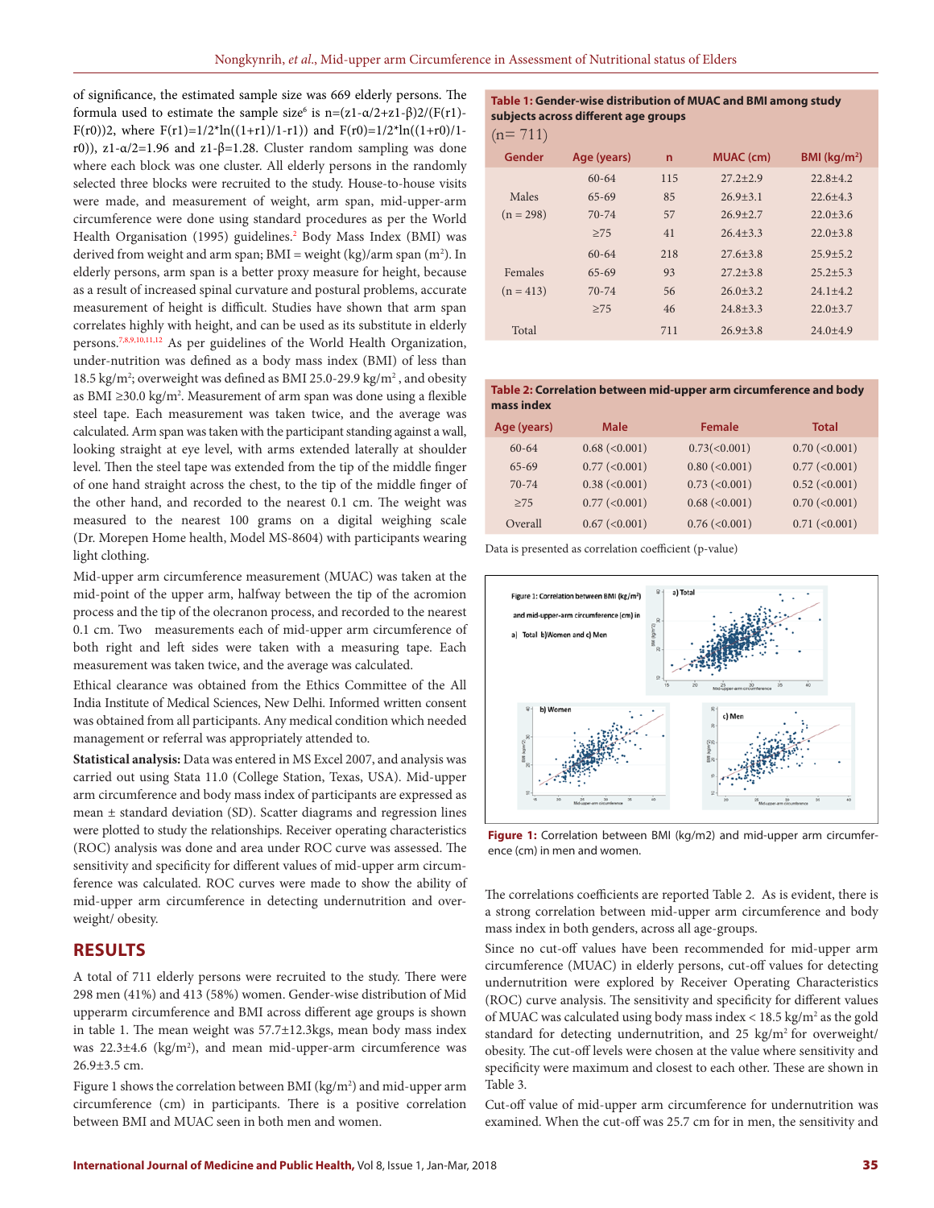of significance, the estimated sample size was 669 elderly persons. The formula used to estimate the sample size[6] is n=(z1-α/2+z1-β)2/(F(r1)-F(r0))2, where F(r1)=1/2*ln((1+r1)/1-r1)) and F(r0)=1/2*ln((1+r0)/1-r0)), z1-α/2=1.96 and z1-β=1.28. Cluster random sampling was done where each block was one cluster. All elderly persons in the randomly selected three blocks were recruited to the study. House-to-house visits were made, and measurement of weight, arm span, mid-upper-arm circumference were done using standard procedures as per the World Health Organisation (1995) guidelines.[2] Body Mass Index (BMI) was derived from weight and arm span; BMI = weight (kg)/arm span ($m^2$). In elderly persons, arm span is a better proxy measure for height, because as a result of increased spinal curvature and postural problems, accurate measurement of height is difficult. Studies have shown that arm span correlates highly with height, and can be used as its substitute in elderly persons.[7,8,9,10,11,12] As per guidelines of the World Health Organization, under-nutrition was defined as a body mass index (BMI) of less than 18.5 kg/$m^2$; overweight was defined as BMI 25.0-29.9 kg/$m^2$ , and obesity as BMI ≥30.0 kg/$m^2$. Measurement of arm span was done using a flexible steel tape. Each measurement was taken twice, and the average was calculated. Arm span was taken with the participant standing against a wall, looking straight at eye level, with arms extended laterally at shoulder level. Then the steel tape was extended from the tip of the middle finger of one hand straight across the chest, to the tip of the middle finger of the other hand, and recorded to the nearest 0.1 cm. The weight was measured to the nearest 100 grams on a digital weighing scale (Dr. Morepen Home health, Model MS-8604) with participants wearing light clothing.

Mid-upper arm circumference measurement (MUAC) was taken at the mid-point of the upper arm, halfway between the tip of the acromion process and the tip of the olecranon process, and recorded to the nearest 0.1 cm. Two measurements each of mid-upper arm circumference of both right and left sides were taken with a measuring tape. Each measurement was taken twice, and the average was calculated.

Ethical clearance was obtained from the Ethics Committee of the All India Institute of Medical Sciences, New Delhi. Informed written consent was obtained from all participants. Any medical condition which needed management or referral was appropriately attended to.

**Statistical analysis:** Data was entered in MS Excel 2007, and analysis was carried out using Stata 11.0 (College Station, Texas, USA). Mid-upper arm circumference and body mass index of participants are expressed as mean ± standard deviation (SD). Scatter diagrams and regression lines were plotted to study the relationships. Receiver operating characteristics (ROC) analysis was done and area under ROC curve was assessed. The sensitivity and specificity for different values of mid-upper arm circumference was calculated. ROC curves were made to show the ability of mid-upper arm circumference in detecting undernutrition and overweight/ obesity.

## RESULTS

A total of 711 elderly persons were recruited to the study. There were 298 men (41%) and 413 (58%) women. Gender-wise distribution of Mid upperarm circumference and BMI across different age groups is shown in table 1. The mean weight was 57.7±12.3kgs, mean body mass index was 22.3±4.6 (kg/$m^2$), and mean mid-upper-arm circumference was 26.9±3.5 cm.

Figure 1 shows the correlation between BMI (kg/$m^2$) and mid-upper arm circumference (cm) in participants. There is a positive correlation between BMI and MUAC seen in both men and women.

**Table 1: Gender-wise distribution of MUAC and BMI among study subjects across different age groups**
(n= 711)

| Gender | Age (years) | n | MUAC (cm) | BMI (kg/$m^2$) |
|---|---|---|---|---|
| Males (n = 298) | 60-64 | 115 | 27.2±2.9 | 22.8±4.2 |
| | 65-69 | 85 | 26.9±3.1 | 22.6±4.3 |
| | 70-74 | 57 | 26.9±2.7 | 22.0±3.6 |
| | ≥75 | 41 | 26.4±3.3 | 22.0±3.8 |
| Females (n = 413) | 60-64 | 218 | 27.6±3.8 | 25.9±5.2 |
| | 65-69 | 93 | 27.2±3.8 | 25.2±5.3 |
| | 70-74 | 56 | 26.0±3.2 | 24.1±4.2 |
| | ≥75 | 46 | 24.8±3.3 | 22.0±3.7 |
| Total | | 711 | 26.9±3.8 | 24.0±4.9 |

**Table 2: Correlation between mid-upper arm circumference and body mass index**

| Age (years) | Male | Female | Total |
|---|---|---|---|
| 60-64 | 0.68 (<0.001) | 0.73(<0.001) | 0.70 (<0.001) |
| 65-69 | 0.77 (<0.001) | 0.80 (<0.001) | 0.77 (<0.001) |
| 70-74 | 0.38 (<0.001) | 0.73 (<0.001) | 0.52 (<0.001) |
| ≥75 | 0.77 (<0.001) | 0.68 (<0.001) | 0.70 (<0.001) |
| Overall | 0.67 (<0.001) | 0.76 (<0.001) | 0.71 (<0.001) |

Data is presented as correlation coefficient (p-value)

Figure 1: Correlation between BMI (kg/m²) and mid-upper-arm circumference (cm) in
a) Total b)Women and c) Men

a) Total
b) Women
c) Men

**Figure 1:** Correlation between BMI (kg/m2) and mid-upper arm circumference (cm) in men and women.

The correlations coefficients are reported Table 2. As is evident, there is a strong correlation between mid-upper arm circumference and body mass index in both genders, across all age-groups.

Since no cut-off values have been recommended for mid-upper arm circumference (MUAC) in elderly persons, cut-off values for detecting undernutrition were explored by Receiver Operating Characteristics (ROC) curve analysis. The sensitivity and specificity for different values of MUAC was calculated using body mass index < 18.5 kg/$m^2$ as the gold standard for detecting undernutrition, and 25 kg/$m^2$ for overweight/ obesity. The cut-off levels were chosen at the value where sensitivity and specificity were maximum and closest to each other. These are shown in Table 3.

Cut-off value of mid-upper arm circumference for undernutrition was examined. When the cut-off was 25.7 cm for in men, the sensitivity and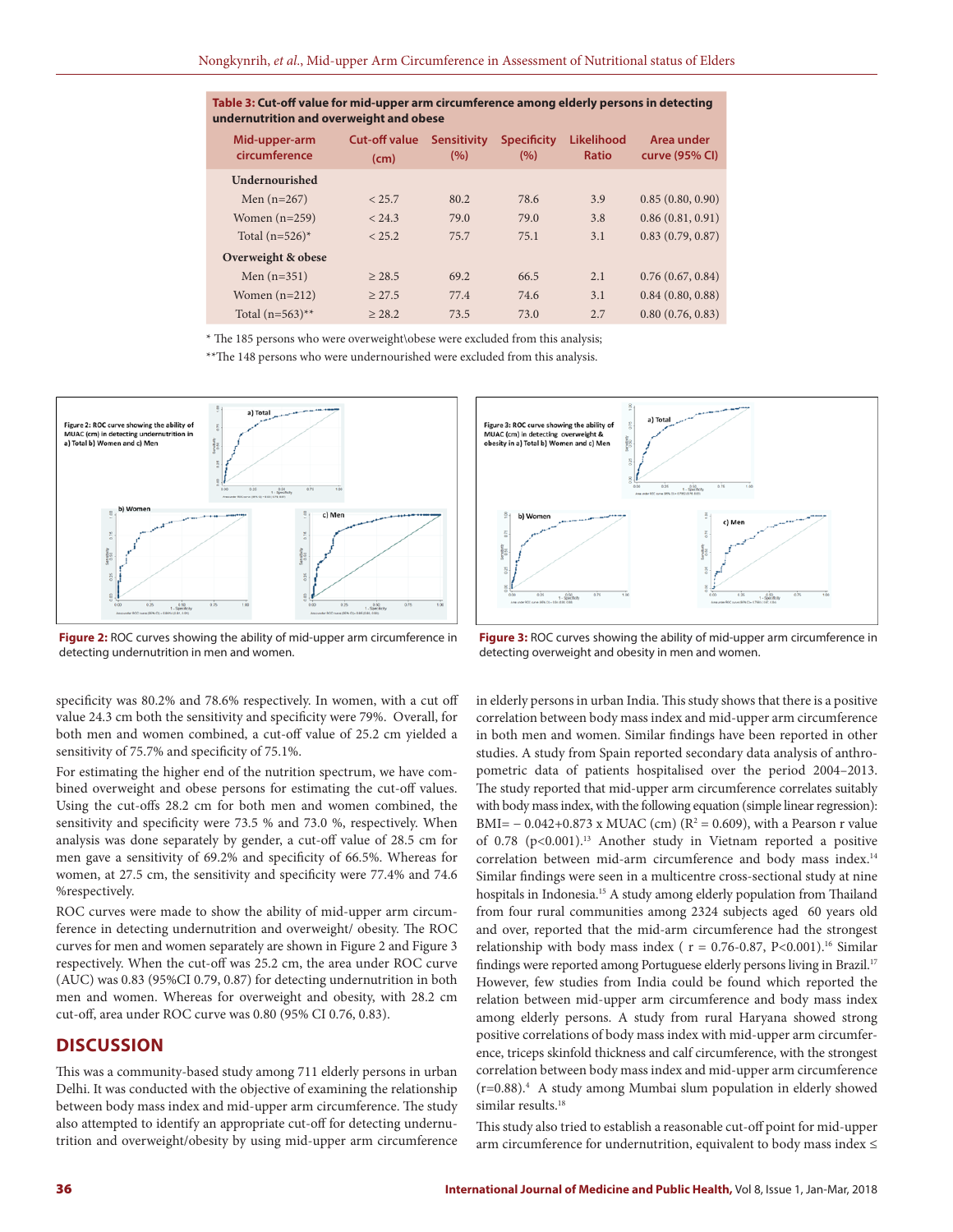**Table 3: Cut-off value for mid-upper arm circumference among elderly persons in detecting undernutrition and overweight and obese**

| Mid-upper-arm circumference | Cut-off value (cm) | Sensitivity (%) | Specificity (%) | Likelihood Ratio | Area under curve (95% CI) |
|---|---|---|---|---|---|
| **Undernourished** | | | | | |
| Men (n=267) | < 25.7 | 80.2 | 78.6 | 3.9 | 0.85 (0.80, 0.90) |
| Women (n=259) | < 24.3 | 79.0 | 79.0 | 3.8 | 0.86 (0.81, 0.91) |
| Total (n=526)* | < 25.2 | 75.7 | 75.1 | 3.1 | 0.83 (0.79, 0.87) |
| **Overweight & obese** | | | | | |
| Men (n=351) | ≥ 28.5 | 69.2 | 66.5 | 2.1 | 0.76 (0.67, 0.84) |
| Women (n=212) | ≥ 27.5 | 77.4 | 74.6 | 3.1 | 0.84 (0.80, 0.88) |
| Total (n=563)** | ≥ 28.2 | 73.5 | 73.0 | 2.7 | 0.80 (0.76, 0.83) |

* The 185 persons who were overweight\obese were excluded from this analysis;

**The 148 persons who were undernourished were excluded from this analysis.

Figure 2: ROC curve showing the ability of MUAC (cm) in detecting undernutrition in a) Total b) Women and c) Men

**Figure 2:** ROC curves showing the ability of mid-upper arm circumference in detecting undernutrition in men and women.

Figure 3: ROC curve showing the ability of MUAC (cm) in detecting overweight & obesity in a) Total b) Women and c) Men

**Figure 3:** ROC curves showing the ability of mid-upper arm circumference in detecting overweight and obesity in men and women.

specificity was 80.2% and 78.6% respectively. In women, with a cut off value 24.3 cm both the sensitivity and specificity were 79%. Overall, for both men and women combined, a cut-off value of 25.2 cm yielded a sensitivity of 75.7% and specificity of 75.1%.

For estimating the higher end of the nutrition spectrum, we have combined overweight and obese persons for estimating the cut-off values. Using the cut-offs 28.2 cm for both men and women combined, the sensitivity and specificity were 73.5 % and 73.0 %, respectively. When analysis was done separately by gender, a cut-off value of 28.5 cm for men gave a sensitivity of 69.2% and specificity of 66.5%. Whereas for women, at 27.5 cm, the sensitivity and specificity were 77.4% and 74.6 %respectively.

ROC curves were made to show the ability of mid-upper arm circumference in detecting undernutrition and overweight/ obesity. The ROC curves for men and women separately are shown in Figure 2 and Figure 3 respectively. When the cut-off was 25.2 cm, the area under ROC curve (AUC) was 0.83 (95%CI 0.79, 0.87) for detecting undernutrition in both men and women. Whereas for overweight and obesity, with 28.2 cm cut-off, area under ROC curve was 0.80 (95% CI 0.76, 0.83).

## DISCUSSION

This was a community-based study among 711 elderly persons in urban Delhi. It was conducted with the objective of examining the relationship between body mass index and mid-upper arm circumference. The study also attempted to identify an appropriate cut-off for detecting undernutrition and overweight/obesity by using mid-upper arm circumference in elderly persons in urban India. This study shows that there is a positive correlation between body mass index and mid-upper arm circumference in both men and women. Similar findings have been reported in other studies. A study from Spain reported secondary data analysis of anthropometric data of patients hospitalised over the period 2004–2013. The study reported that mid-upper arm circumference correlates suitably with body mass index, with the following equation (simple linear regression): BMI= − 0.042+0.873 x MUAC (cm) ($R^2$ = 0.609), with a Pearson r value of 0.78 (p<0.001).[13] Another study in Vietnam reported a positive correlation between mid-arm circumference and body mass index.[14] Similar findings were seen in a multicentre cross-sectional study at nine hospitals in Indonesia.[15] A study among elderly population from Thailand from four rural communities among 2324 subjects aged 60 years old and over, reported that the mid-arm circumference had the strongest relationship with body mass index ( r = 0.76-0.87, P<0.001).[16] Similar findings were reported among Portuguese elderly persons living in Brazil.[17] However, few studies from India could be found which reported the relation between mid-upper arm circumference and body mass index among elderly persons. A study from rural Haryana showed strong positive correlations of body mass index with mid-upper arm circumference, triceps skinfold thickness and calf circumference, with the strongest correlation between body mass index and mid-upper arm circumference (r=0.88).[4] A study among Mumbai slum population in elderly showed similar results.[18]

This study also tried to establish a reasonable cut-off point for mid-upper arm circumference for undernutrition, equivalent to body mass index ≤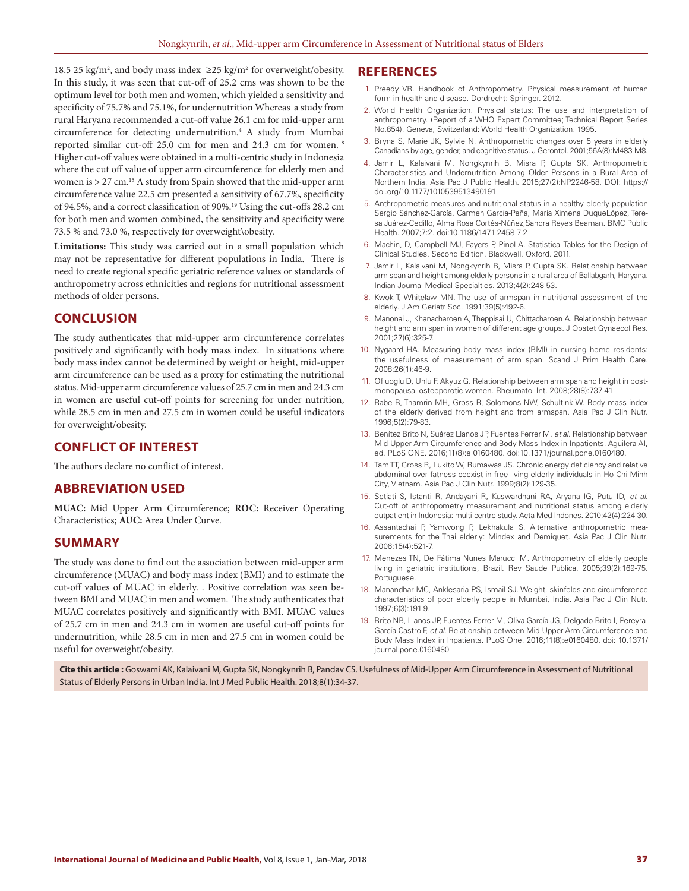18.5 25 kg/m$^2$, and body mass index ≥25 kg/m$^2$ for overweight/obesity. In this study, it was seen that cut-off of 25.2 cms was shown to be the optimum level for both men and women, which yielded a sensitivity and specificity of 75.7% and 75.1%, for undernutrition Whereas a study from rural Haryana recommended a cut-off value 26.1 cm for mid-upper arm circumference for detecting undernutrition.[4] A study from Mumbai reported similar cut-off 25.0 cm for men and 24.3 cm for women.[18] Higher cut-off values were obtained in a multi-centric study in Indonesia where the cut off value of upper arm circumference for elderly men and women is > 27 cm.[15] A study from Spain showed that the mid-upper arm circumference value 22.5 cm presented a sensitivity of 67.7%, specificity of 94.5%, and a correct classification of 90%.[19] Using the cut-offs 28.2 cm for both men and women combined, the sensitivity and specificity were 73.5 % and 73.0 %, respectively for overweight\obesity.

**Limitations:** This study was carried out in a small population which may not be representative for different populations in India. There is need to create regional specific geriatric reference values or standards of anthropometry across ethnicities and regions for nutritional assessment methods of older persons.

## CONCLUSION

The study authenticates that mid-upper arm circumference correlates positively and significantly with body mass index. In situations where body mass index cannot be determined by weight or height, mid-upper arm circumference can be used as a proxy for estimating the nutritional status. Mid-upper arm circumference values of 25.7 cm in men and 24.3 cm in women are useful cut-off points for screening for under nutrition, while 28.5 cm in men and 27.5 cm in women could be useful indicators for overweight/obesity.

## CONFLICT OF INTEREST

The authors declare no conflict of interest.

## ABBREVIATION USED

**MUAC:** Mid Upper Arm Circumference; **ROC:** Receiver Operating Characteristics; **AUC:** Area Under Curve.

## SUMMARY

The study was done to find out the association between mid-upper arm circumference (MUAC) and body mass index (BMI) and to estimate the cut-off values of MUAC in elderly. . Positive correlation was seen between BMI and MUAC in men and women. The study authenticates that MUAC correlates positively and significantly with BMI. MUAC values of 25.7 cm in men and 24.3 cm in women are useful cut-off points for undernutrition, while 28.5 cm in men and 27.5 cm in women could be useful for overweight/obesity.

## REFERENCES

1. Preedy VR. Handbook of Anthropometry. Physical measurement of human form in health and disease. Dordrecht: Springer. 2012.
2. World Health Organization. Physical status: The use and interpretation of anthropometry. (Report of a WHO Expert Committee; Technical Report Series No.854). Geneva, Switzerland: World Health Organization. 1995.
3. Bryna S, Marie JK, Sylvie N. Anthropometric changes over 5 years in elderly Canadians by age, gender, and cognitive status. J Gerontol. 2001;56A(8):M483-M8.
4. Jamir L, Kalaivani M, Nongkynrih B, Misra P, Gupta SK. Anthropometric Characteristics and Undernutrition Among Older Persons in a Rural Area of Northern India. Asia Pac J Public Health. 2015;27(2):NP2246-58. DOI: https://doi.org/10.1177/1010539513490191
5. Anthropometric measures and nutritional status in a healthy elderly population Sergio Sánchez-García, Carmen García-Peña, María Ximena DuqueLópez, Teresa Juárez-Cedillo, Alma Rosa Cortés-Núñez,Sandra Reyes Beaman. BMC Public Health. 2007;7:2. doi:10.1186/1471-2458-7-2
6. Machin, D, Campbell MJ, Fayers P, Pinol A. Statistical Tables for the Design of Clinical Studies, Second Edition. Blackwell, Oxford. 2011.
7. Jamir L, Kalaivani M, Nongkynrih B, Misra P, Gupta SK. Relationship between arm span and height among elderly persons in a rural area of Ballabgarh, Haryana. Indian Journal Medical Specialties. 2013;4(2):248-53.
8. Kwok T, Whitelaw MN. The use of armspan in nutritional assessment of the elderly. J Am Geriatr Soc. 1991;39(5):492-6.
9. Manonai J, Khanacharoen A, Theppisai U, Chittacharoen A. Relationship between height and arm span in women of different age groups. J Obstet Gynaecol Res. 2001;27(6):325-7.
10. Nygaard HA. Measuring body mass index (BMI) in nursing home residents: the usefulness of measurement of arm span. Scand J Prim Health Care. 2008;26(1):46-9.
11. Ofluoglu D, Unlu F, Akyuz G. Relationship between arm span and height in postmenopausal osteoporotic women. Rheumatol Int. 2008;28(8):737-41
12. Rabe B, Thamrin MH, Gross R, Solomons NW, Schultink W. Body mass index of the elderly derived from height and from armspan. Asia Pac J Clin Nutr. 1996;5(2):79-83.
13. Benítez Brito N, Suárez Llanos JP, Fuentes Ferrer M, *et al*. Relationship between Mid-Upper Arm Circumference and Body Mass Index in Inpatients. Aguilera AI, ed. PLoS ONE. 2016;11(8):e 0160480. doi:10.1371/journal.pone.0160480.
14. Tam TT, Gross R, Lukito W, Rumawas JS. Chronic energy deficiency and relative abdominal over fatness coexist in free-living elderly individuals in Ho Chi Minh City, Vietnam. Asia Pac J Clin Nutr. 1999;8(2):129-35.
15. Setiati S, Istanti R, Andayani R, Kuswardhani RA, Aryana IG, Putu ID, *et al*. Cut-off of anthropometry measurement and nutritional status among elderly outpatient in Indonesia: multi-centre study. Acta Med Indones. 2010;42(4):224-30.
16. Assantachai P, Yamwong P, Lekhakula S. Alternative anthropometric measurements for the Thai elderly: Mindex and Demiquet. Asia Pac J Clin Nutr. 2006;15(4):521-7.
17. Menezes TN, De Fátima Nunes Marucci M. Anthropometry of elderly people living in geriatric institutions, Brazil. Rev Saude Publica. 2005;39(2):169-75. Portuguese.
18. Manandhar MC, Anklesaria PS, Ismail SJ. Weight, skinfolds and circumference characteristics of poor elderly people in Mumbai, India. Asia Pac J Clin Nutr. 1997;6(3):191-9.
19. Brito NB, Llanos JP, Fuentes Ferrer M, Oliva García JG, Delgado Brito I, Pereyra-García Castro F, *et al*. Relationship between Mid-Upper Arm Circumference and Body Mass Index in Inpatients. PLoS One. 2016;11(8):e0160480. doi: 10.1371/journal.pone.0160480

**Cite this article :** Goswami AK, Kalaivani M, Gupta SK, Nongkynrih B, Pandav CS. Usefulness of Mid-Upper Arm Circumference in Assessment of Nutritional Status of Elderly Persons in Urban India. Int J Med Public Health. 2018;8(1):34-37.